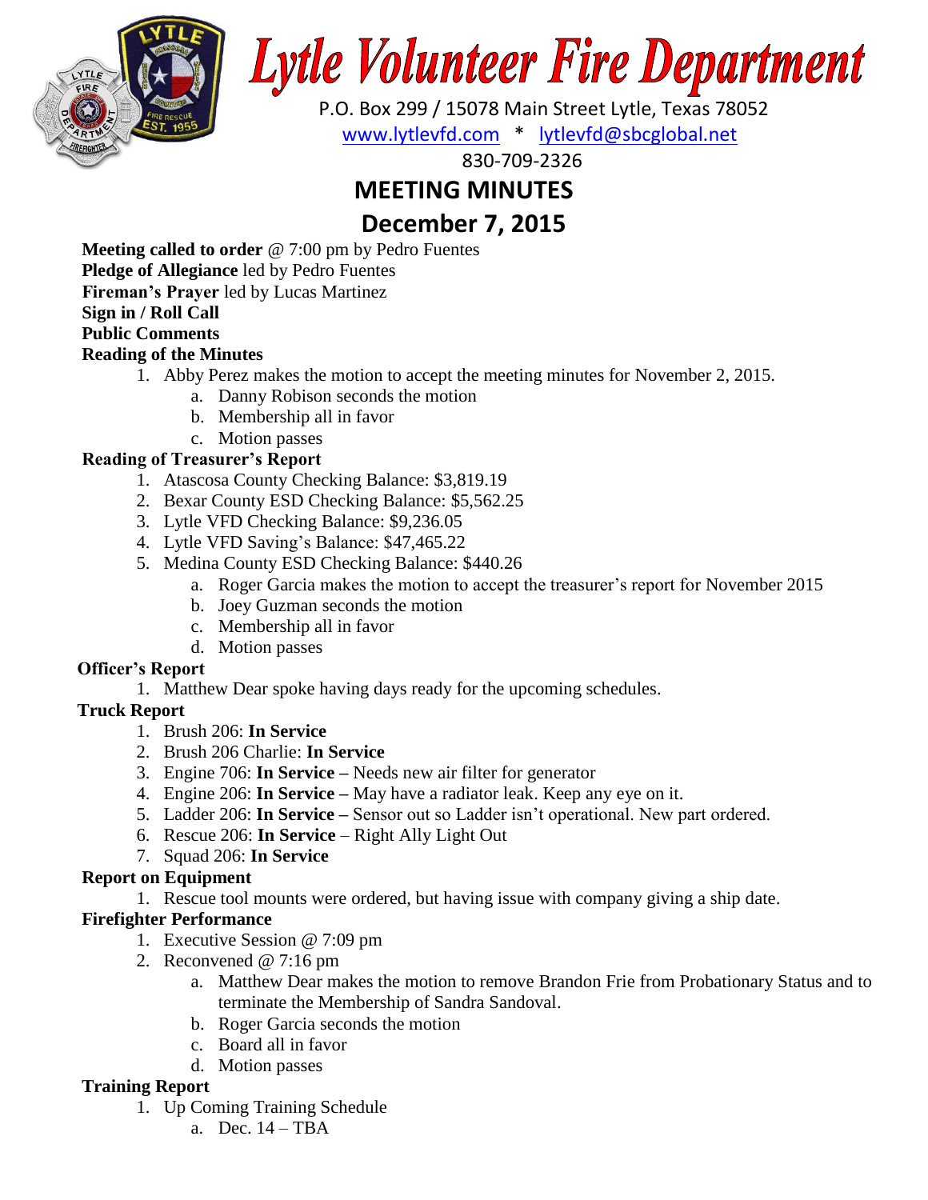# Lytle Volunteer Fire Department

P.O. Box 299 / 15078 Main Street Lytle, Texas 78052

www.lytlevfd.com * lytlevfd@sbcglobal.net

830-709-2326

## MEETING MINUTES

## December 7, 2015

**Meeting called to order** @ 7:00 pm by Pedro Fuentes

**Pledge of Allegiance** led by Pedro Fuentes

**Fireman's Prayer** led by Lucas Martinez

**Sign in / Roll Call**

**Public Comments**

**Reading of the Minutes**

1. Abby Perez makes the motion to accept the meeting minutes for November 2, 2015.
   a. Danny Robison seconds the motion
   b. Membership all in favor
   c. Motion passes

**Reading of Treasurer's Report**

1. Atascosa County Checking Balance: $3,819.19
2. Bexar County ESD Checking Balance: $5,562.25
3. Lytle VFD Checking Balance: $9,236.05
4. Lytle VFD Saving's Balance: $47,465.22
5. Medina County ESD Checking Balance: $440.26
   a. Roger Garcia makes the motion to accept the treasurer's report for November 2015
   b. Joey Guzman seconds the motion
   c. Membership all in favor
   d. Motion passes

**Officer's Report**

1. Matthew Dear spoke having days ready for the upcoming schedules.

**Truck Report**

1. Brush 206: **In Service**
2. Brush 206 Charlie: **In Service**
3. Engine 706: **In Service –** Needs new air filter for generator
4. Engine 206: **In Service –** May have a radiator leak. Keep any eye on it.
5. Ladder 206: **In Service –** Sensor out so Ladder isn't operational. New part ordered.
6. Rescue 206: **In Service** – Right Ally Light Out
7. Squad 206: **In Service**

**Report on Equipment**

1. Rescue tool mounts were ordered, but having issue with company giving a ship date.

**Firefighter Performance**

1. Executive Session @ 7:09 pm
2. Reconvened @ 7:16 pm
   a. Matthew Dear makes the motion to remove Brandon Frie from Probationary Status and to terminate the Membership of Sandra Sandoval.
   b. Roger Garcia seconds the motion
   c. Board all in favor
   d. Motion passes

**Training Report**

1. Up Coming Training Schedule
   a. Dec. 14 – TBA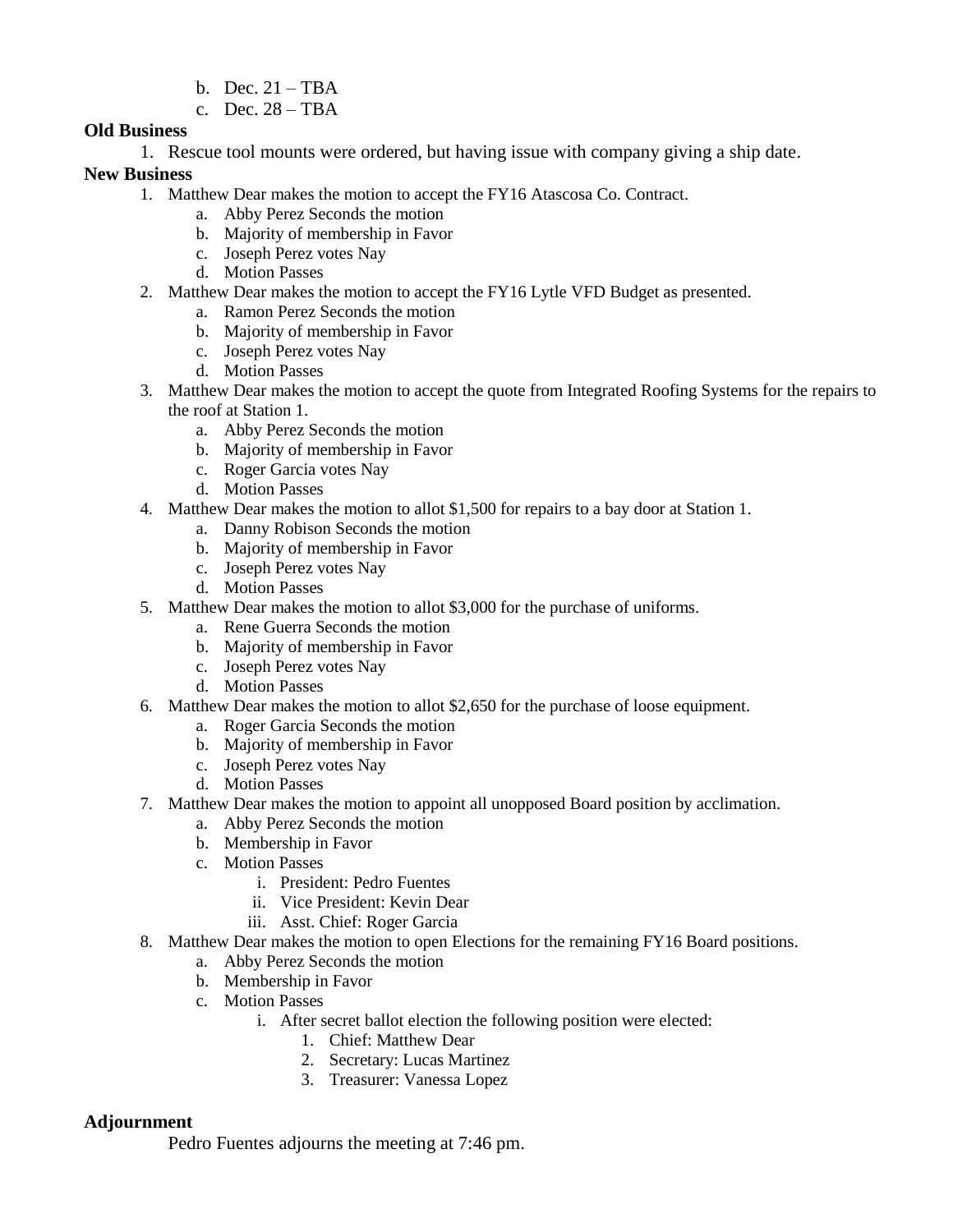b. Dec. 21 – TBA
  c. Dec. 28 – TBA

**Old Business**

1. Rescue tool mounts were ordered, but having issue with company giving a ship date.

**New Business**

1. Matthew Dear makes the motion to accept the FY16 Atascosa Co. Contract.
    a. Abby Perez Seconds the motion
    b. Majority of membership in Favor
    c. Joseph Perez votes Nay
    d. Motion Passes
2. Matthew Dear makes the motion to accept the FY16 Lytle VFD Budget as presented.
    a. Ramon Perez Seconds the motion
    b. Majority of membership in Favor
    c. Joseph Perez votes Nay
    d. Motion Passes
3. Matthew Dear makes the motion to accept the quote from Integrated Roofing Systems for the repairs to the roof at Station 1.
    a. Abby Perez Seconds the motion
    b. Majority of membership in Favor
    c. Roger Garcia votes Nay
    d. Motion Passes
4. Matthew Dear makes the motion to allot $1,500 for repairs to a bay door at Station 1.
    a. Danny Robison Seconds the motion
    b. Majority of membership in Favor
    c. Joseph Perez votes Nay
    d. Motion Passes
5. Matthew Dear makes the motion to allot $3,000 for the purchase of uniforms.
    a. Rene Guerra Seconds the motion
    b. Majority of membership in Favor
    c. Joseph Perez votes Nay
    d. Motion Passes
6. Matthew Dear makes the motion to allot $2,650 for the purchase of loose equipment.
    a. Roger Garcia Seconds the motion
    b. Majority of membership in Favor
    c. Joseph Perez votes Nay
    d. Motion Passes
7. Matthew Dear makes the motion to appoint all unopposed Board position by acclimation.
    a. Abby Perez Seconds the motion
    b. Membership in Favor
    c. Motion Passes
        i. President: Pedro Fuentes
        ii. Vice President: Kevin Dear
        iii. Asst. Chief: Roger Garcia
8. Matthew Dear makes the motion to open Elections for the remaining FY16 Board positions.
    a. Abby Perez Seconds the motion
    b. Membership in Favor
    c. Motion Passes
        i. After secret ballot election the following position were elected:
            1. Chief: Matthew Dear
            2. Secretary: Lucas Martinez
            3. Treasurer: Vanessa Lopez

**Adjournment**

Pedro Fuentes adjourns the meeting at 7:46 pm.